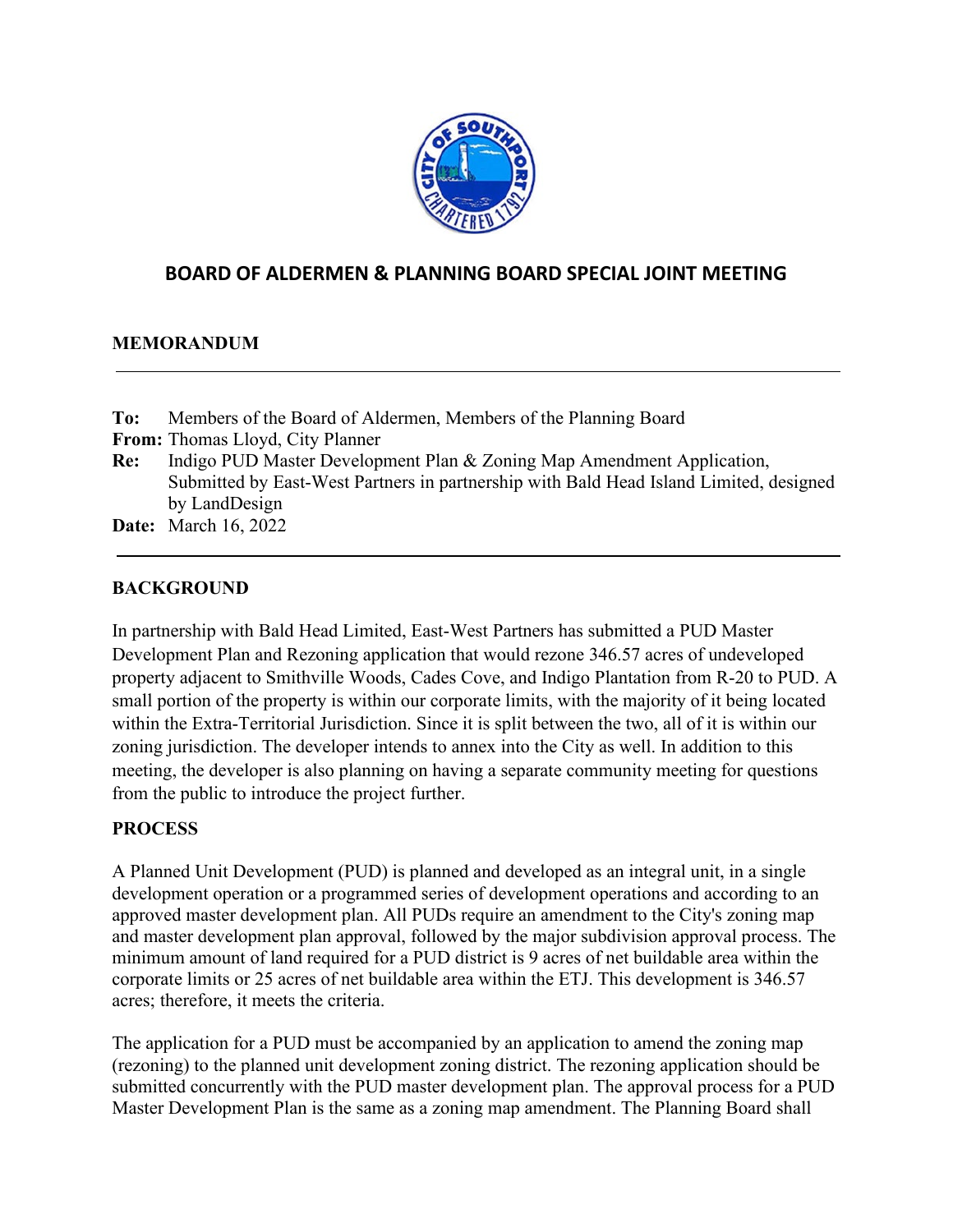# BOARD OF ALDERMEN & PLANNING BOARD SPECIAL JOINT MEETING

**MEMORANDUM**

---

**To:** Members of the Board of Aldermen, Members of the Planning Board
**From:** Thomas Lloyd, City Planner
**Re:** Indigo PUD Master Development Plan & Zoning Map Amendment Application, Submitted by East-West Partners in partnership with Bald Head Island Limited, designed by LandDesign
**Date:** March 16, 2022

---

## BACKGROUND

In partnership with Bald Head Limited, East-West Partners has submitted a PUD Master Development Plan and Rezoning application that would rezone 346.57 acres of undeveloped property adjacent to Smithville Woods, Cades Cove, and Indigo Plantation from R-20 to PUD. A small portion of the property is within our corporate limits, with the majority of it being located within the Extra-Territorial Jurisdiction. Since it is split between the two, all of it is within our zoning jurisdiction. The developer intends to annex into the City as well. In addition to this meeting, the developer is also planning on having a separate community meeting for questions from the public to introduce the project further.

## PROCESS

A Planned Unit Development (PUD) is planned and developed as an integral unit, in a single development operation or a programmed series of development operations and according to an approved master development plan. All PUDs require an amendment to the City's zoning map and master development plan approval, followed by the major subdivision approval process. The minimum amount of land required for a PUD district is 9 acres of net buildable area within the corporate limits or 25 acres of net buildable area within the ETJ. This development is 346.57 acres; therefore, it meets the criteria.

The application for a PUD must be accompanied by an application to amend the zoning map (rezoning) to the planned unit development zoning district. The rezoning application should be submitted concurrently with the PUD master development plan. The approval process for a PUD Master Development Plan is the same as a zoning map amendment. The Planning Board shall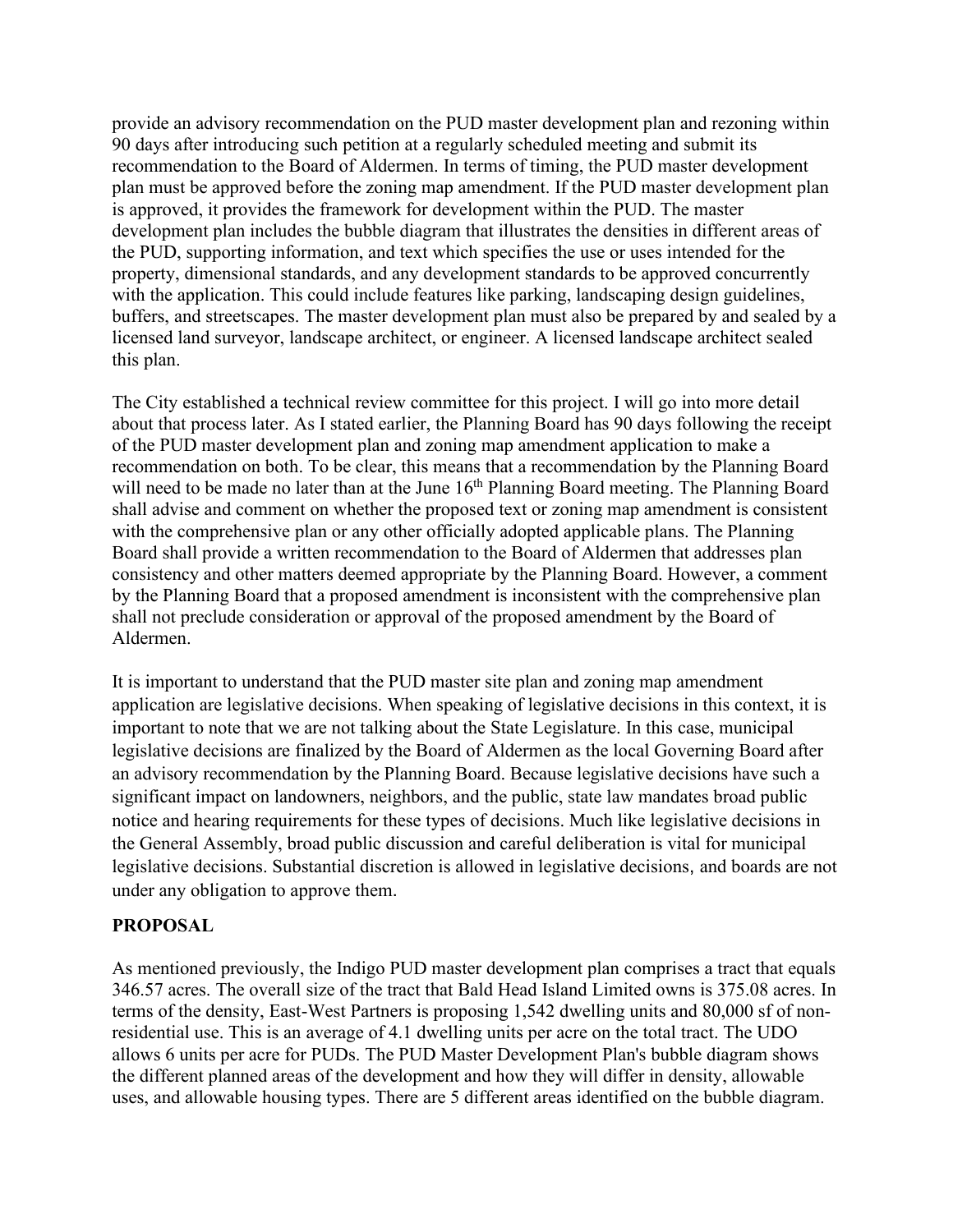provide an advisory recommendation on the PUD master development plan and rezoning within 90 days after introducing such petition at a regularly scheduled meeting and submit its recommendation to the Board of Aldermen. In terms of timing, the PUD master development plan must be approved before the zoning map amendment. If the PUD master development plan is approved, it provides the framework for development within the PUD. The master development plan includes the bubble diagram that illustrates the densities in different areas of the PUD, supporting information, and text which specifies the use or uses intended for the property, dimensional standards, and any development standards to be approved concurrently with the application. This could include features like parking, landscaping design guidelines, buffers, and streetscapes. The master development plan must also be prepared by and sealed by a licensed land surveyor, landscape architect, or engineer. A licensed landscape architect sealed this plan.

The City established a technical review committee for this project. I will go into more detail about that process later. As I stated earlier, the Planning Board has 90 days following the receipt of the PUD master development plan and zoning map amendment application to make a recommendation on both. To be clear, this means that a recommendation by the Planning Board will need to be made no later than at the June 16th Planning Board meeting. The Planning Board shall advise and comment on whether the proposed text or zoning map amendment is consistent with the comprehensive plan or any other officially adopted applicable plans. The Planning Board shall provide a written recommendation to the Board of Aldermen that addresses plan consistency and other matters deemed appropriate by the Planning Board. However, a comment by the Planning Board that a proposed amendment is inconsistent with the comprehensive plan shall not preclude consideration or approval of the proposed amendment by the Board of Aldermen.

It is important to understand that the PUD master site plan and zoning map amendment application are legislative decisions. When speaking of legislative decisions in this context, it is important to note that we are not talking about the State Legislature. In this case, municipal legislative decisions are finalized by the Board of Aldermen as the local Governing Board after an advisory recommendation by the Planning Board. Because legislative decisions have such a significant impact on landowners, neighbors, and the public, state law mandates broad public notice and hearing requirements for these types of decisions. Much like legislative decisions in the General Assembly, broad public discussion and careful deliberation is vital for municipal legislative decisions. Substantial discretion is allowed in legislative decisions, and boards are not under any obligation to approve them.

**PROPOSAL**

As mentioned previously, the Indigo PUD master development plan comprises a tract that equals 346.57 acres. The overall size of the tract that Bald Head Island Limited owns is 375.08 acres. In terms of the density, East-West Partners is proposing 1,542 dwelling units and 80,000 sf of non-residential use. This is an average of 4.1 dwelling units per acre on the total tract. The UDO allows 6 units per acre for PUDs. The PUD Master Development Plan's bubble diagram shows the different planned areas of the development and how they will differ in density, allowable uses, and allowable housing types. There are 5 different areas identified on the bubble diagram.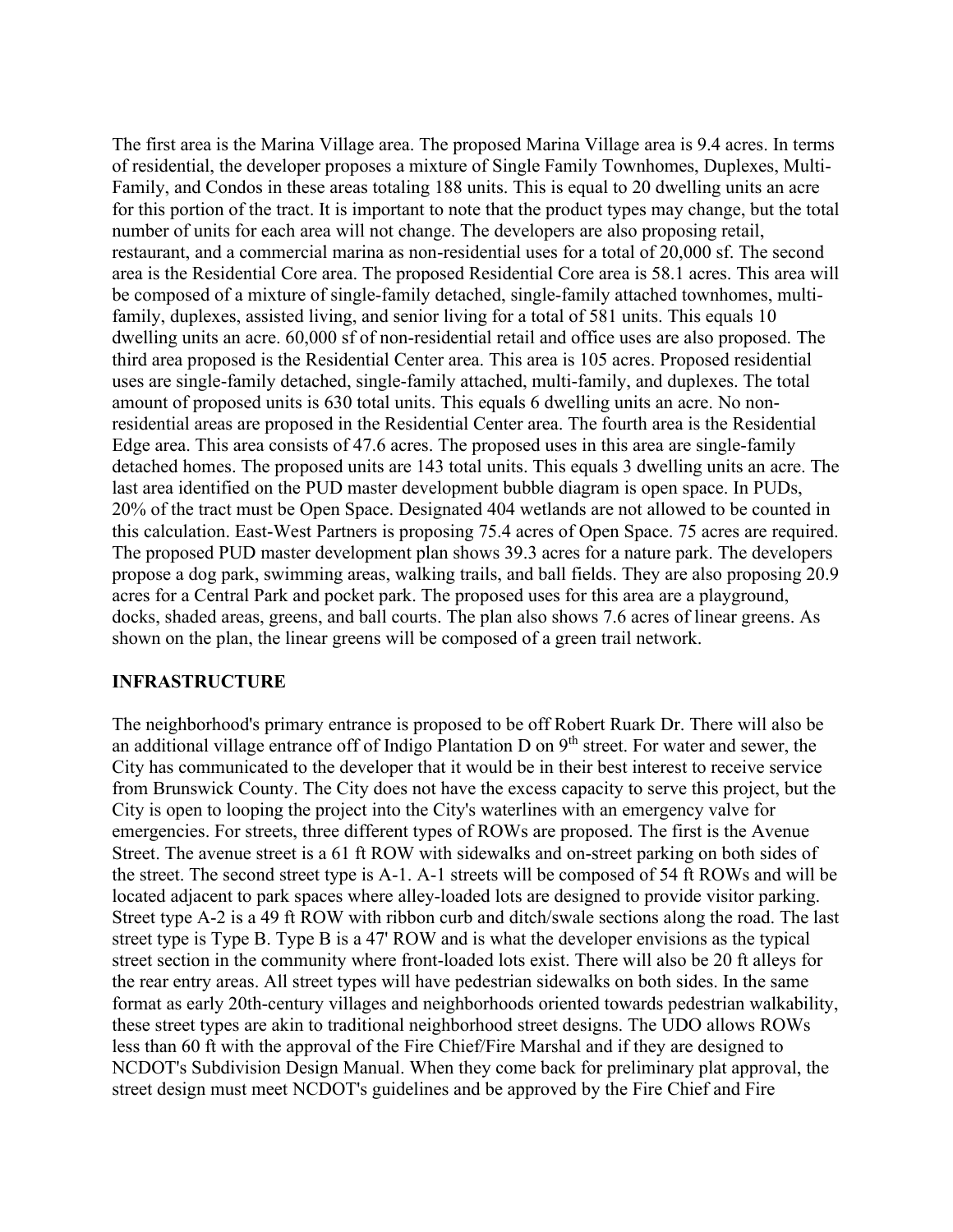The first area is the Marina Village area. The proposed Marina Village area is 9.4 acres. In terms of residential, the developer proposes a mixture of Single Family Townhomes, Duplexes, Multi-Family, and Condos in these areas totaling 188 units. This is equal to 20 dwelling units an acre for this portion of the tract. It is important to note that the product types may change, but the total number of units for each area will not change. The developers are also proposing retail, restaurant, and a commercial marina as non-residential uses for a total of 20,000 sf. The second area is the Residential Core area. The proposed Residential Core area is 58.1 acres. This area will be composed of a mixture of single-family detached, single-family attached townhomes, multi-family, duplexes, assisted living, and senior living for a total of 581 units. This equals 10 dwelling units an acre. 60,000 sf of non-residential retail and office uses are also proposed. The third area proposed is the Residential Center area. This area is 105 acres. Proposed residential uses are single-family detached, single-family attached, multi-family, and duplexes. The total amount of proposed units is 630 total units. This equals 6 dwelling units an acre. No non-residential areas are proposed in the Residential Center area. The fourth area is the Residential Edge area. This area consists of 47.6 acres. The proposed uses in this area are single-family detached homes. The proposed units are 143 total units. This equals 3 dwelling units an acre. The last area identified on the PUD master development bubble diagram is open space. In PUDs, 20% of the tract must be Open Space. Designated 404 wetlands are not allowed to be counted in this calculation. East-West Partners is proposing 75.4 acres of Open Space. 75 acres are required. The proposed PUD master development plan shows 39.3 acres for a nature park. The developers propose a dog park, swimming areas, walking trails, and ball fields. They are also proposing 20.9 acres for a Central Park and pocket park. The proposed uses for this area are a playground, docks, shaded areas, greens, and ball courts. The plan also shows 7.6 acres of linear greens. As shown on the plan, the linear greens will be composed of a green trail network.

**INFRASTRUCTURE**

The neighborhood's primary entrance is proposed to be off Robert Ruark Dr. There will also be an additional village entrance off of Indigo Plantation D on 9th street. For water and sewer, the City has communicated to the developer that it would be in their best interest to receive service from Brunswick County. The City does not have the excess capacity to serve this project, but the City is open to looping the project into the City's waterlines with an emergency valve for emergencies. For streets, three different types of ROWs are proposed. The first is the Avenue Street. The avenue street is a 61 ft ROW with sidewalks and on-street parking on both sides of the street. The second street type is A-1. A-1 streets will be composed of 54 ft ROWs and will be located adjacent to park spaces where alley-loaded lots are designed to provide visitor parking. Street type A-2 is a 49 ft ROW with ribbon curb and ditch/swale sections along the road. The last street type is Type B. Type B is a 47' ROW and is what the developer envisions as the typical street section in the community where front-loaded lots exist. There will also be 20 ft alleys for the rear entry areas. All street types will have pedestrian sidewalks on both sides. In the same format as early 20th-century villages and neighborhoods oriented towards pedestrian walkability, these street types are akin to traditional neighborhood street designs. The UDO allows ROWs less than 60 ft with the approval of the Fire Chief/Fire Marshal and if they are designed to NCDOT's Subdivision Design Manual. When they come back for preliminary plat approval, the street design must meet NCDOT's guidelines and be approved by the Fire Chief and Fire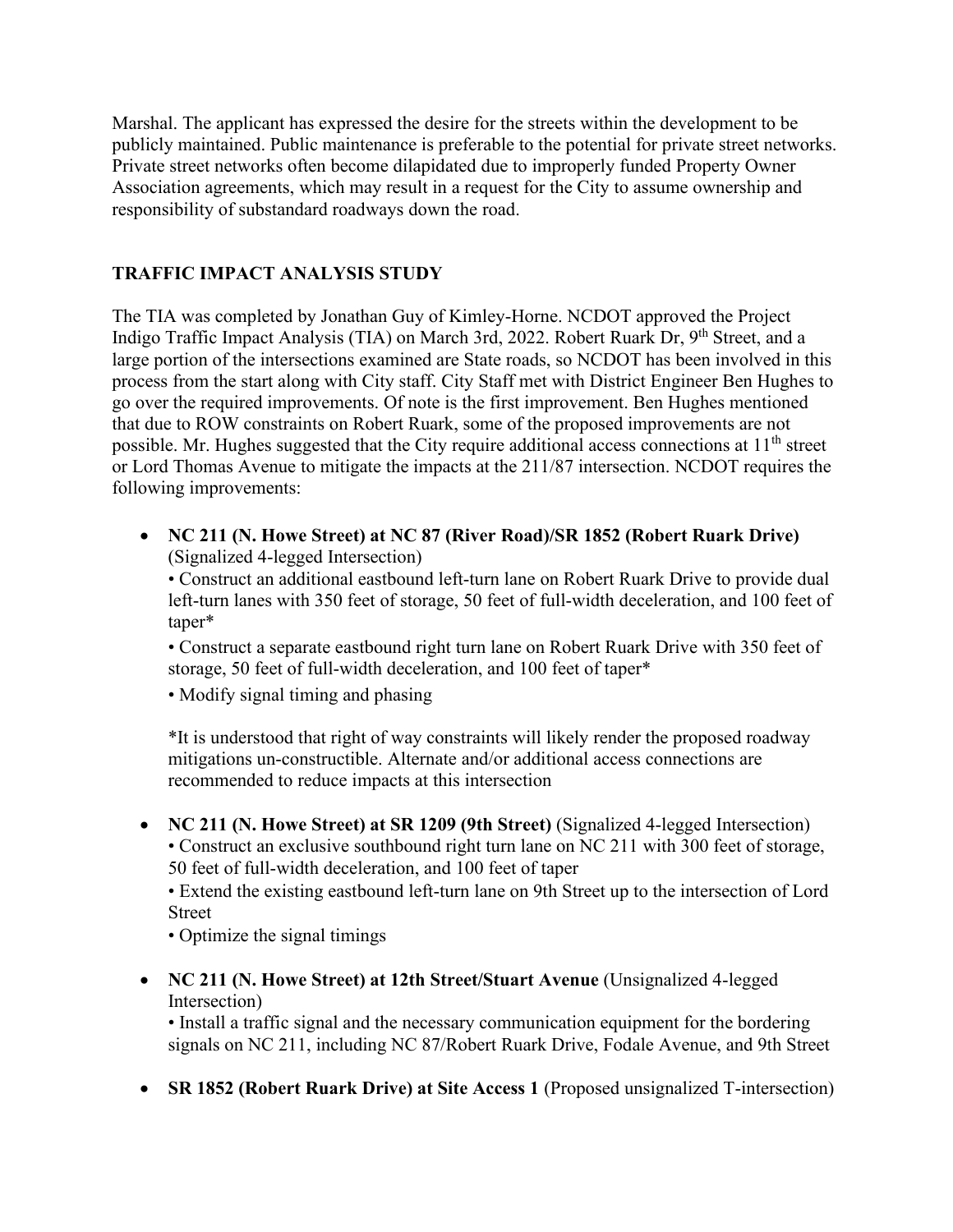Marshal. The applicant has expressed the desire for the streets within the development to be publicly maintained. Public maintenance is preferable to the potential for private street networks. Private street networks often become dilapidated due to improperly funded Property Owner Association agreements, which may result in a request for the City to assume ownership and responsibility of substandard roadways down the road.

## TRAFFIC IMPACT ANALYSIS STUDY

The TIA was completed by Jonathan Guy of Kimley-Horne. NCDOT approved the Project Indigo Traffic Impact Analysis (TIA) on March 3rd, 2022. Robert Ruark Dr, 9th Street, and a large portion of the intersections examined are State roads, so NCDOT has been involved in this process from the start along with City staff. City Staff met with District Engineer Ben Hughes to go over the required improvements. Of note is the first improvement. Ben Hughes mentioned that due to ROW constraints on Robert Ruark, some of the proposed improvements are not possible. Mr. Hughes suggested that the City require additional access connections at 11th street or Lord Thomas Avenue to mitigate the impacts at the 211/87 intersection. NCDOT requires the following improvements:

- **NC 211 (N. Howe Street) at NC 87 (River Road)/SR 1852 (Robert Ruark Drive)** (Signalized 4-legged Intersection)
  - Construct an additional eastbound left-turn lane on Robert Ruark Drive to provide dual left-turn lanes with 350 feet of storage, 50 feet of full-width deceleration, and 100 feet of taper*
  - Construct a separate eastbound right turn lane on Robert Ruark Drive with 350 feet of storage, 50 feet of full-width deceleration, and 100 feet of taper*
  - Modify signal timing and phasing

  *It is understood that right of way constraints will likely render the proposed roadway mitigations un-constructible. Alternate and/or additional access connections are recommended to reduce impacts at this intersection

- **NC 211 (N. Howe Street) at SR 1209 (9th Street)** (Signalized 4-legged Intersection)
  - Construct an exclusive southbound right turn lane on NC 211 with 300 feet of storage, 50 feet of full-width deceleration, and 100 feet of taper
  - Extend the existing eastbound left-turn lane on 9th Street up to the intersection of Lord Street
  - Optimize the signal timings

- **NC 211 (N. Howe Street) at 12th Street/Stuart Avenue** (Unsignalized 4-legged Intersection)
  - Install a traffic signal and the necessary communication equipment for the bordering signals on NC 211, including NC 87/Robert Ruark Drive, Fodale Avenue, and 9th Street

- **SR 1852 (Robert Ruark Drive) at Site Access 1** (Proposed unsignalized T-intersection)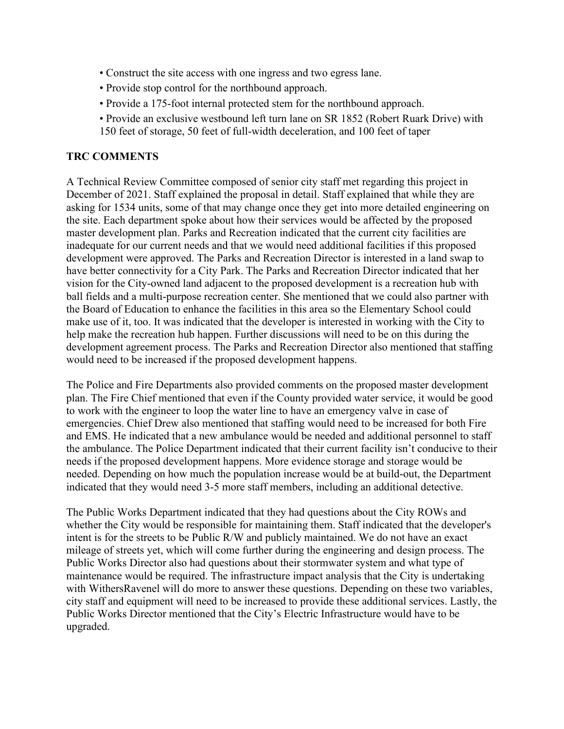- Construct the site access with one ingress and two egress lane.
- Provide stop control for the northbound approach.
- Provide a 175-foot internal protected stem for the northbound approach.
- Provide an exclusive westbound left turn lane on SR 1852 (Robert Ruark Drive) with 150 feet of storage, 50 feet of full-width deceleration, and 100 feet of taper

## TRC COMMENTS

A Technical Review Committee composed of senior city staff met regarding this project in December of 2021. Staff explained the proposal in detail. Staff explained that while they are asking for 1534 units, some of that may change once they get into more detailed engineering on the site. Each department spoke about how their services would be affected by the proposed master development plan. Parks and Recreation indicated that the current city facilities are inadequate for our current needs and that we would need additional facilities if this proposed development were approved. The Parks and Recreation Director is interested in a land swap to have better connectivity for a City Park. The Parks and Recreation Director indicated that her vision for the City-owned land adjacent to the proposed development is a recreation hub with ball fields and a multi-purpose recreation center. She mentioned that we could also partner with the Board of Education to enhance the facilities in this area so the Elementary School could make use of it, too. It was indicated that the developer is interested in working with the City to help make the recreation hub happen. Further discussions will need to be on this during the development agreement process. The Parks and Recreation Director also mentioned that staffing would need to be increased if the proposed development happens.

The Police and Fire Departments also provided comments on the proposed master development plan. The Fire Chief mentioned that even if the County provided water service, it would be good to work with the engineer to loop the water line to have an emergency valve in case of emergencies. Chief Drew also mentioned that staffing would need to be increased for both Fire and EMS. He indicated that a new ambulance would be needed and additional personnel to staff the ambulance. The Police Department indicated that their current facility isn't conducive to their needs if the proposed development happens. More evidence storage and storage would be needed. Depending on how much the population increase would be at build-out, the Department indicated that they would need 3-5 more staff members, including an additional detective.

The Public Works Department indicated that they had questions about the City ROWs and whether the City would be responsible for maintaining them. Staff indicated that the developer's intent is for the streets to be Public R/W and publicly maintained. We do not have an exact mileage of streets yet, which will come further during the engineering and design process. The Public Works Director also had questions about their stormwater system and what type of maintenance would be required. The infrastructure impact analysis that the City is undertaking with WithersRavenel will do more to answer these questions. Depending on these two variables, city staff and equipment will need to be increased to provide these additional services. Lastly, the Public Works Director mentioned that the City's Electric Infrastructure would have to be upgraded.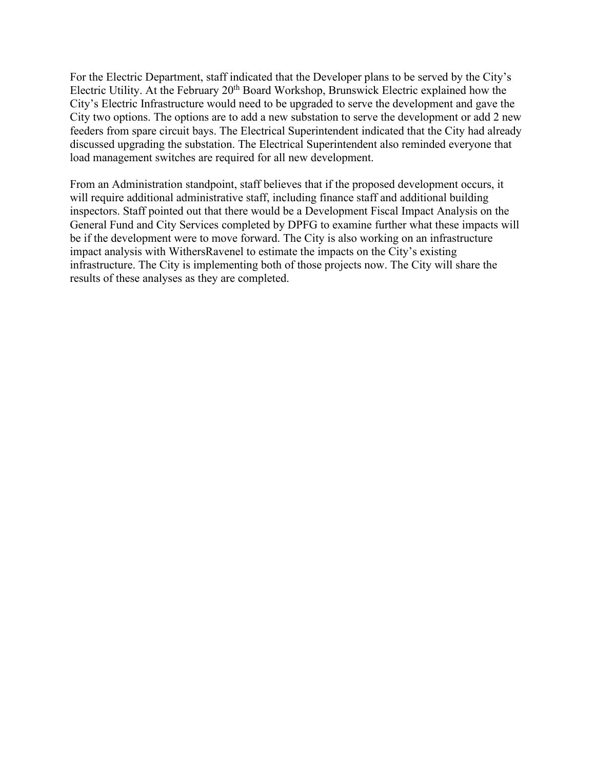For the Electric Department, staff indicated that the Developer plans to be served by the City's Electric Utility. At the February 20th Board Workshop, Brunswick Electric explained how the City's Electric Infrastructure would need to be upgraded to serve the development and gave the City two options. The options are to add a new substation to serve the development or add 2 new feeders from spare circuit bays. The Electrical Superintendent indicated that the City had already discussed upgrading the substation. The Electrical Superintendent also reminded everyone that load management switches are required for all new development.

From an Administration standpoint, staff believes that if the proposed development occurs, it will require additional administrative staff, including finance staff and additional building inspectors. Staff pointed out that there would be a Development Fiscal Impact Analysis on the General Fund and City Services completed by DPFG to examine further what these impacts will be if the development were to move forward. The City is also working on an infrastructure impact analysis with WithersRavenel to estimate the impacts on the City's existing infrastructure. The City is implementing both of those projects now. The City will share the results of these analyses as they are completed.